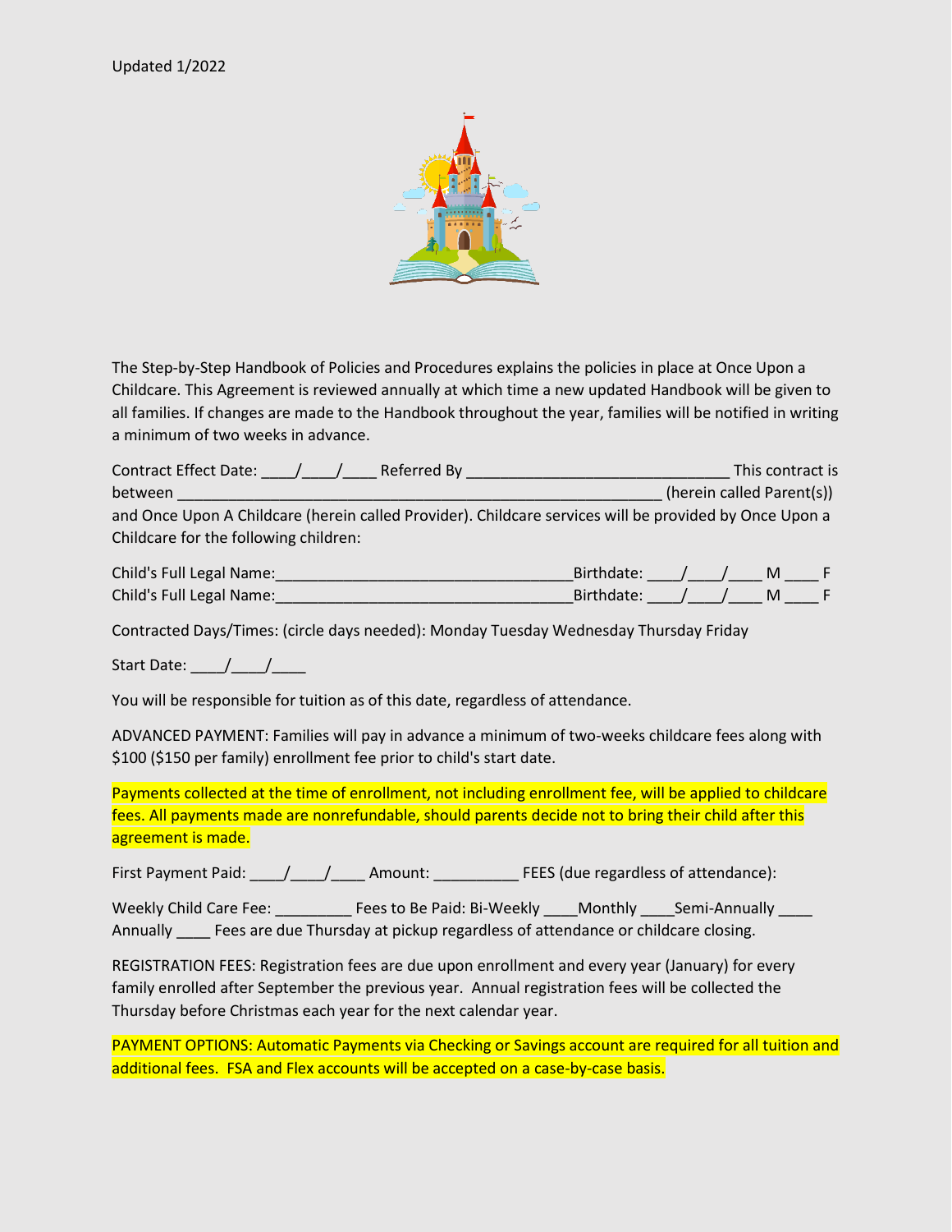Updated 1/2022

The Step-by-Step Handbook of Policies and Procedures explains the policies in place at Once Upon a Childcare. This Agreement is reviewed annually at which time a new updated Handbook will be given to all families. If changes are made to the Handbook throughout the year, families will be notified in writing a minimum of two weeks in advance.

Contract Effect Date: ____/____/____ Referred By ______________________________ This contract is between _________________________________________________________ (herein called Parent(s)) and Once Upon A Childcare (herein called Provider). Childcare services will be provided by Once Upon a Childcare for the following children:

Child's Full Legal Name:__________________________________Birthdate: ____/____/____ M ____ F
Child's Full Legal Name:__________________________________Birthdate: ____/____/____ M ____ F

Contracted Days/Times: (circle days needed): Monday Tuesday Wednesday Thursday Friday

Start Date: ____/____/____

You will be responsible for tuition as of this date, regardless of attendance.

ADVANCED PAYMENT: Families will pay in advance a minimum of two-weeks childcare fees along with $100 ($150 per family) enrollment fee prior to child's start date.

Payments collected at the time of enrollment, not including enrollment fee, will be applied to childcare fees. All payments made are nonrefundable, should parents decide not to bring their child after this agreement is made.

First Payment Paid: ____/____/____ Amount: __________ FEES (due regardless of attendance):

Weekly Child Care Fee: _________ Fees to Be Paid: Bi-Weekly ____Monthly ____Semi-Annually ____ Annually ____ Fees are due Thursday at pickup regardless of attendance or childcare closing.

REGISTRATION FEES: Registration fees are due upon enrollment and every year (January) for every family enrolled after September the previous year. Annual registration fees will be collected the Thursday before Christmas each year for the next calendar year.

PAYMENT OPTIONS: Automatic Payments via Checking or Savings account are required for all tuition and additional fees. FSA and Flex accounts will be accepted on a case-by-case basis.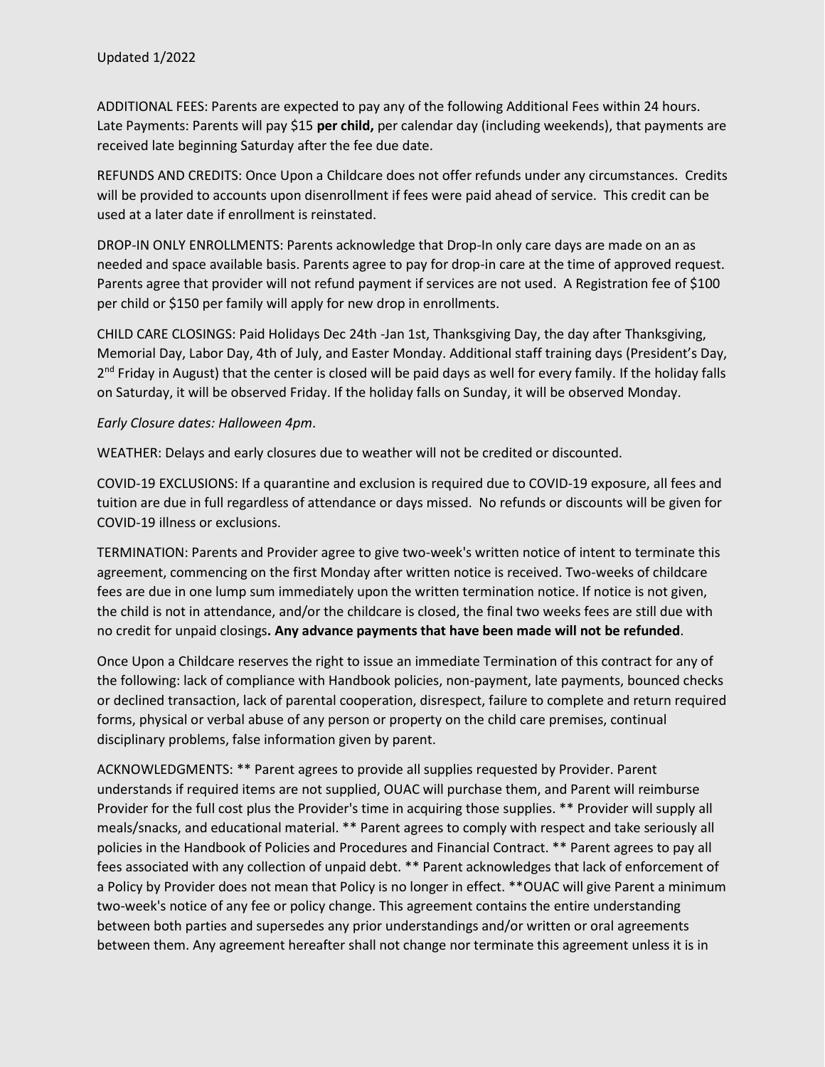Updated 1/2022

ADDITIONAL FEES: Parents are expected to pay any of the following Additional Fees within 24 hours. Late Payments: Parents will pay $15 **per child,** per calendar day (including weekends), that payments are received late beginning Saturday after the fee due date.

REFUNDS AND CREDITS: Once Upon a Childcare does not offer refunds under any circumstances. Credits will be provided to accounts upon disenrollment if fees were paid ahead of service. This credit can be used at a later date if enrollment is reinstated.

DROP-IN ONLY ENROLLMENTS: Parents acknowledge that Drop-In only care days are made on an as needed and space available basis. Parents agree to pay for drop-in care at the time of approved request. Parents agree that provider will not refund payment if services are not used. A Registration fee of $100 per child or $150 per family will apply for new drop in enrollments.

CHILD CARE CLOSINGS: Paid Holidays Dec 24th -Jan 1st, Thanksgiving Day, the day after Thanksgiving, Memorial Day, Labor Day, 4th of July, and Easter Monday. Additional staff training days (President's Day, 2nd Friday in August) that the center is closed will be paid days as well for every family. If the holiday falls on Saturday, it will be observed Friday. If the holiday falls on Sunday, it will be observed Monday.

*Early Closure dates: Halloween 4pm*.

WEATHER: Delays and early closures due to weather will not be credited or discounted.

COVID-19 EXCLUSIONS: If a quarantine and exclusion is required due to COVID-19 exposure, all fees and tuition are due in full regardless of attendance or days missed. No refunds or discounts will be given for COVID-19 illness or exclusions.

TERMINATION: Parents and Provider agree to give two-week's written notice of intent to terminate this agreement, commencing on the first Monday after written notice is received. Two-weeks of childcare fees are due in one lump sum immediately upon the written termination notice. If notice is not given, the child is not in attendance, and/or the childcare is closed, the final two weeks fees are still due with no credit for unpaid closings**. Any advance payments that have been made will not be refunded**.

Once Upon a Childcare reserves the right to issue an immediate Termination of this contract for any of the following: lack of compliance with Handbook policies, non-payment, late payments, bounced checks or declined transaction, lack of parental cooperation, disrespect, failure to complete and return required forms, physical or verbal abuse of any person or property on the child care premises, continual disciplinary problems, false information given by parent.

ACKNOWLEDGMENTS: ** Parent agrees to provide all supplies requested by Provider. Parent understands if required items are not supplied, OUAC will purchase them, and Parent will reimburse Provider for the full cost plus the Provider's time in acquiring those supplies. ** Provider will supply all meals/snacks, and educational material. ** Parent agrees to comply with respect and take seriously all policies in the Handbook of Policies and Procedures and Financial Contract. ** Parent agrees to pay all fees associated with any collection of unpaid debt. ** Parent acknowledges that lack of enforcement of a Policy by Provider does not mean that Policy is no longer in effect. **OUAC will give Parent a minimum two-week's notice of any fee or policy change. This agreement contains the entire understanding between both parties and supersedes any prior understandings and/or written or oral agreements between them. Any agreement hereafter shall not change nor terminate this agreement unless it is in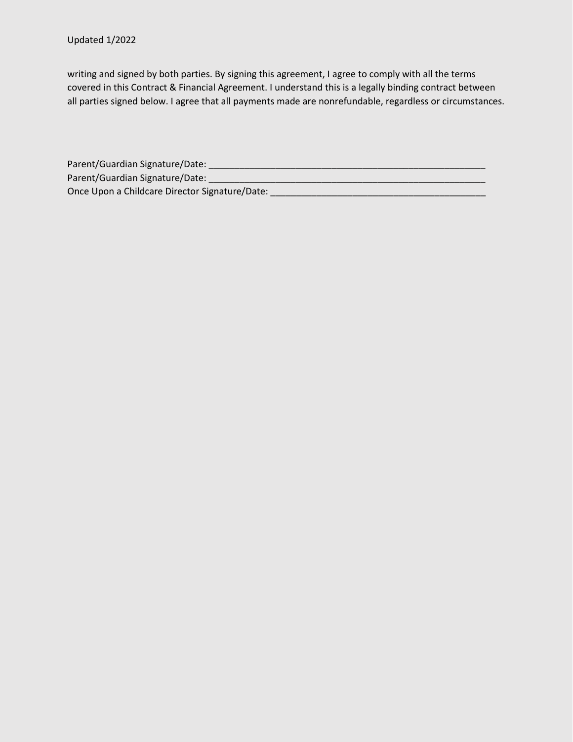writing and signed by both parties. By signing this agreement, I agree to comply with all the terms covered in this Contract & Financial Agreement. I understand this is a legally binding contract between all parties signed below. I agree that all payments made are nonrefundable, regardless or circumstances.

Parent/Guardian Signature/Date: ________________________________________________________

Parent/Guardian Signature/Date: ________________________________________________________

Once Upon a Childcare Director Signature/Date: __________________________________________